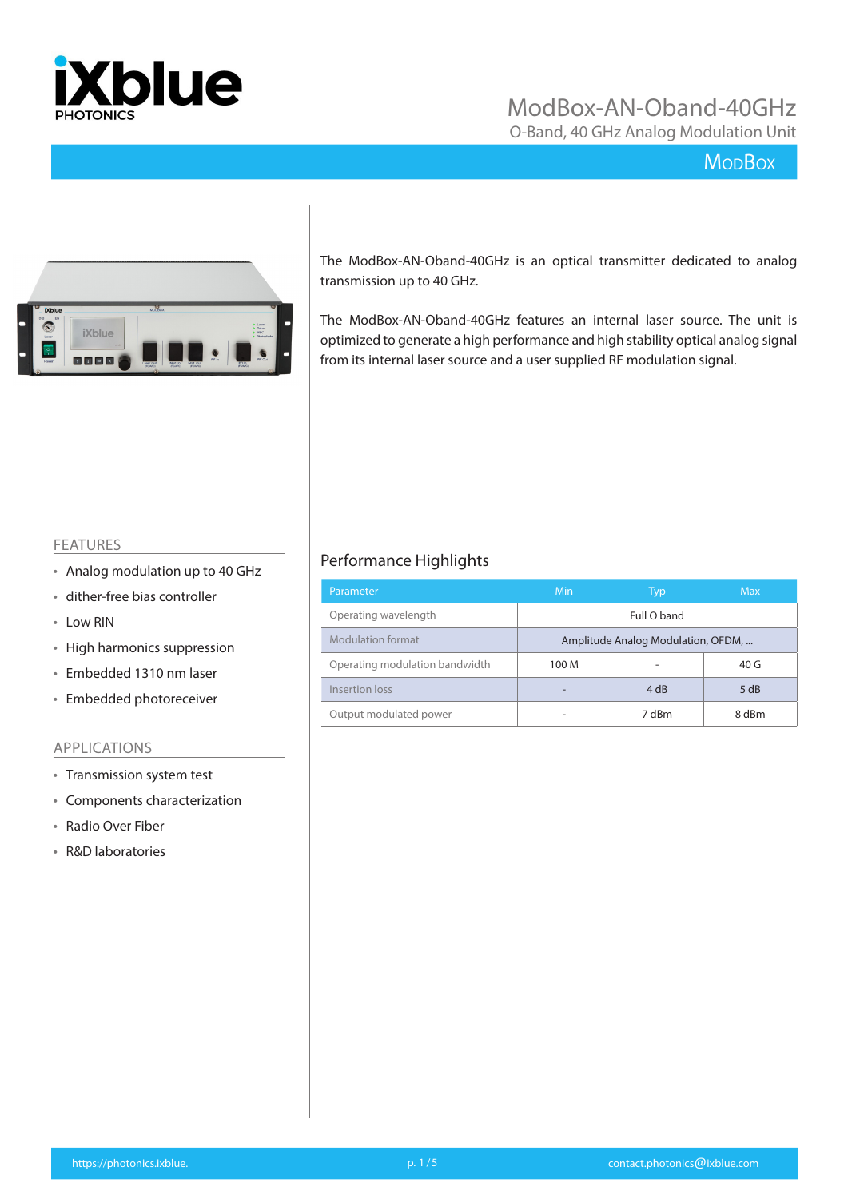# ModBox-AN-Oband-40GHz

O-Band, 40 GHz Analog Modulation Unit

ModBox

The ModBox-AN-Oband-40GHz is an optical transmitter dedicated to analog transmission up to 40 GHz.

The ModBox-AN-Oband-40GHz features an internal laser source. The unit is optimized to generate a high performance and high stability optical analog signal from its internal laser source and a user supplied RF modulation signal.

## FEATURES

- Analog modulation up to 40 GHz
- dither-free bias controller
- Low RIN
- High harmonics suppression
- Embedded 1310 nm laser
- Embedded photoreceiver

## APPLICATIONS

- Transmission system test
- Components characterization
- Radio Over Fiber
- R&D laboratories

## Performance Highlights

| Parameter | Min | Typ | Max |
|---|---|---|---|
| Operating wavelength | | Full O band | |
| Modulation format | | Amplitude Analog Modulation, OFDM, ... | |
| Operating modulation bandwidth | 100 M | - | 40 G |
| Insertion loss | - | 4 dB | 5 dB |
| Output modulated power | - | 7 dBm | 8 dBm |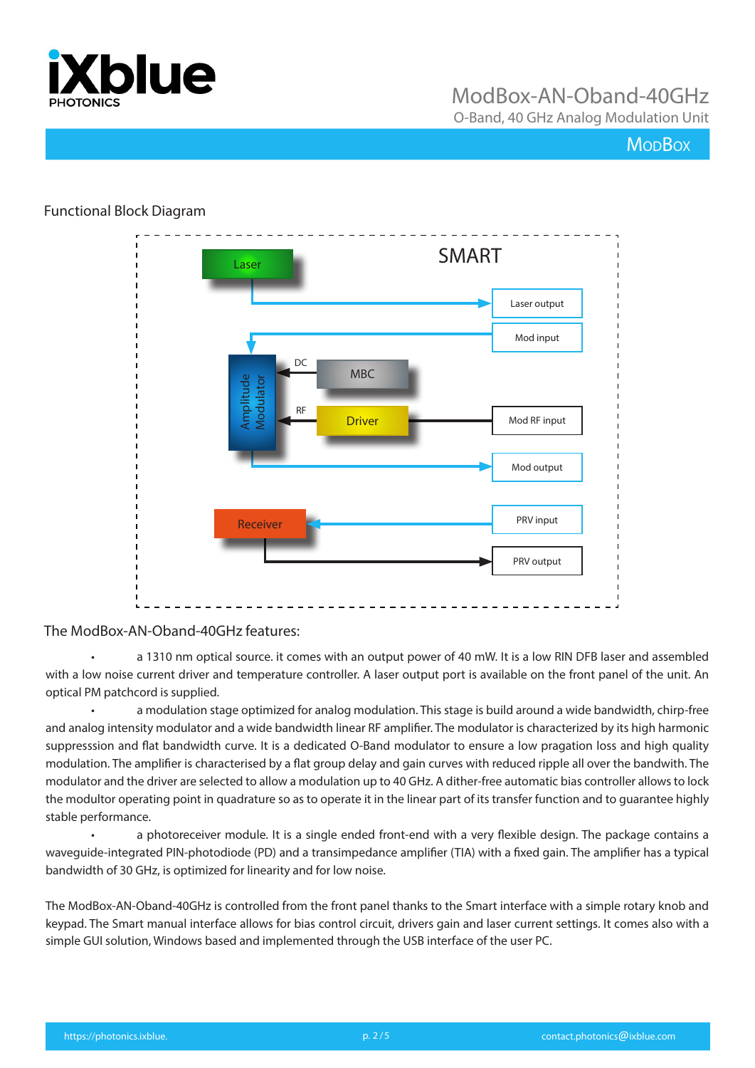## Functional Block Diagram

SMART

Laser

Laser output

Mod input

DC

MBC

Amplitude Modulator

RF

Driver

Mod RF input

Mod output

Receiver

PRV input

PRV output

## The ModBox-AN-Oband-40GHz features:

- a 1310 nm optical source. it comes with an output power of 40 mW. It is a low RIN DFB laser and assembled with a low noise current driver and temperature controller. A laser output port is available on the front panel of the unit. An optical PM patchcord is supplied.
- a modulation stage optimized for analog modulation. This stage is build around a wide bandwidth, chirp-free and analog intensity modulator and a wide bandwidth linear RF amplifier. The modulator is characterized by its high harmonic suppresssion and flat bandwidth curve. It is a dedicated O-Band modulator to ensure a low pragation loss and high quality modulation. The amplifier is characterised by a flat group delay and gain curves with reduced ripple all over the bandwidth. The modulator and the driver are selected to allow a modulation up to 40 GHz. A dither-free automatic bias controller allows to lock the modultor operating point in quadrature so as to operate it in the linear part of its transfer function and to guarantee highly stable performance.
- a photoreceiver module. It is a single ended front-end with a very flexible design. The package contains a waveguide-integrated PIN-photodiode (PD) and a transimpedance amplifier (TIA) with a fixed gain. The amplifier has a typical bandwidth of 30 GHz, is optimized for linearity and for low noise.

The ModBox-AN-Oband-40GHz is controlled from the front panel thanks to the Smart interface with a simple rotary knob and keypad. The Smart manual interface allows for bias control circuit, drivers gain and laser current settings. It comes also with a simple GUI solution, Windows based and implemented through the USB interface of the user PC.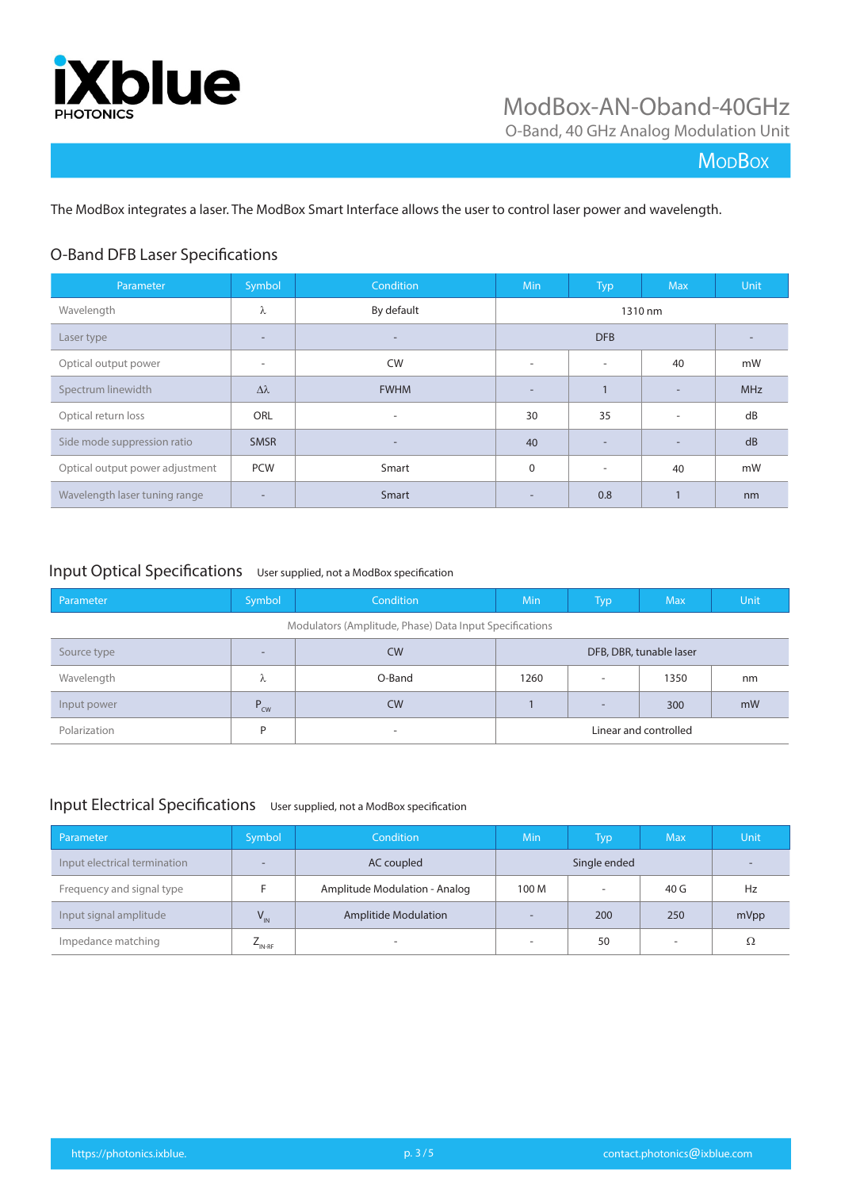# ModBox-AN-Oband-40GHz

O-Band, 40 GHz Analog Modulation Unit

ModBox

The ModBox integrates a laser. The ModBox Smart Interface allows the user to control laser power and wavelength.

## O-Band DFB Laser Specifications

| Parameter | Symbol | Condition | Min | Typ | Max | Unit |
|---|---|---|---|---|---|---|
| Wavelength | λ | By default | 1310 nm | | | |
| Laser type | - | - | DFB | | | - |
| Optical output power | - | CW | - | - | 40 | mW |
| Spectrum linewidth | Δλ | FWHM | - | 1 | - | MHz |
| Optical return loss | ORL | - | 30 | 35 | - | dB |
| Side mode suppression ratio | SMSR | - | 40 | - | - | dB |
| Optical output power adjustment | PCW | Smart | 0 | - | 40 | mW |
| Wavelength laser tuning range | - | Smart | - | 0.8 | 1 | nm |

## Input Optical Specifications

User supplied, not a ModBox specification

| Parameter | Symbol | Condition | Min | Typ | Max | Unit |
|---|---|---|---|---|---|---|
| Modulators (Amplitude, Phase) Data Input Specifications | | | | | | |
| Source type | - | CW | DFB, DBR, tunable laser | | | |
| Wavelength | λ | O-Band | 1260 | - | 1350 | nm |
| Input power | $P_{CW}$ | CW | 1 | - | 300 | mW |
| Polarization | P | - | Linear and controlled | | | |

## Input Electrical Specifications

User supplied, not a ModBox specification

| Parameter | Symbol | Condition | Min | Typ | Max | Unit |
|---|---|---|---|---|---|---|
| Input electrical termination | - | AC coupled | Single ended | | | - |
| Frequency and signal type | F | Amplitude Modulation - Analog | 100 M | - | 40 G | Hz |
| Input signal amplitude | $V_{IN}$ | Amplitide Modulation | - | 200 | 250 | mVpp |
| Impedance matching | $Z_{IN\text{-}RF}$ | - | - | 50 | - | Ω |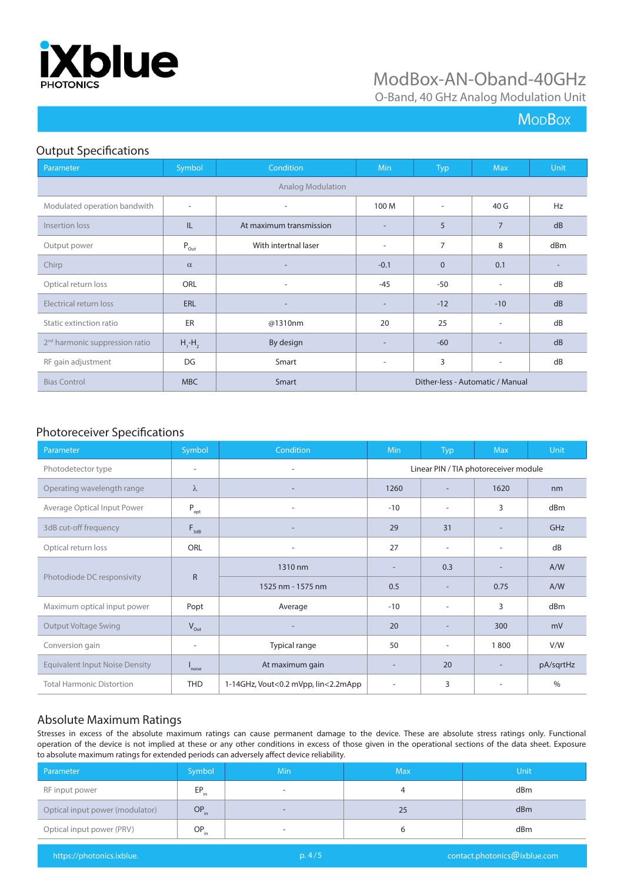## Output Specifications

| Parameter | Symbol | Condition | Min | Typ | Max | Unit |
|---|---|---|---|---|---|---|
| Analog Modulation | | | | | | |
| Modulated operation bandwith | - | - | 100 M | - | 40 G | Hz |
| Insertion loss | IL | At maximum transmission | - | 5 | 7 | dB |
| Output power | $P_{Out}$ | With intertnal laser | - | 7 | 8 | dBm |
| Chirp | $\alpha$ | - | -0.1 | 0 | 0.1 | - |
| Optical return loss | ORL | - | -45 | -50 | - | dB |
| Electrical return loss | ERL | - | - | -12 | -10 | dB |
| Static extinction ratio | ER | @1310nm | 20 | 25 | - | dB |
| 2nd harmonic suppression ratio | $H_1$-$H_2$ | By design | - | -60 | - | dB |
| RF gain adjustment | DG | Smart | - | 3 | - | dB |
| Bias Control | MBC | Smart | Dither-less - Automatic / Manual | | | |

## Photoreceiver Specifications

| Parameter | Symbol | Condition | Min | Typ | Max | Unit |
|---|---|---|---|---|---|---|
| Photodetector type | - | - | Linear PIN / TIA photoreceiver module | | | |
| Operating wavelength range | $\lambda$ | - | 1260 | - | 1620 | nm |
| Average Optical Input Power | $P_{opt}$ | - | -10 | - | 3 | dBm |
| 3dB cut-off frequency | $F_{3dB}$ | - | 29 | 31 | - | GHz |
| Optical return loss | ORL | - | 27 | - | - | dB |
| Photodiode DC responsivity | R | 1310 nm | - | 0.3 | - | A/W |
| | | 1525 nm - 1575 nm | 0.5 | - | 0.75 | A/W |
| Maximum optical input power | Popt | Average | -10 | - | 3 | dBm |
| Output Voltage Swing | $V_{Out}$ | - | 20 | - | 300 | mV |
| Conversion gain | - | Typical range | 50 | - | 1 800 | V/W |
| Equivalent Input Noise Density | $I_{noise}$ | At maximum gain | - | 20 | - | pA/sqrtHz |
| Total Harmonic Distortion | THD | 1-14GHz, Vout<0.2 mVpp, Iin<2.2mApp | - | 3 | - | % |

## Absolute Maximum Ratings

Stresses in excess of the absolute maximum ratings can cause permanent damage to the device. These are absolute stress ratings only. Functional operation of the device is not implied at these or any other conditions in excess of those given in the operational sections of the data sheet. Exposure to absolute maximum ratings for extended periods can adversely affect device reliability.

| Parameter | Symbol | Min | Max | Unit |
|---|---|---|---|---|
| RF input power | $EP_{in}$ | - | 4 | dBm |
| Optical input power (modulator) | $OP_{in}$ | - | 25 | dBm |
| Optical input power (PRV) | $OP_{in}$ | - | 6 | dBm |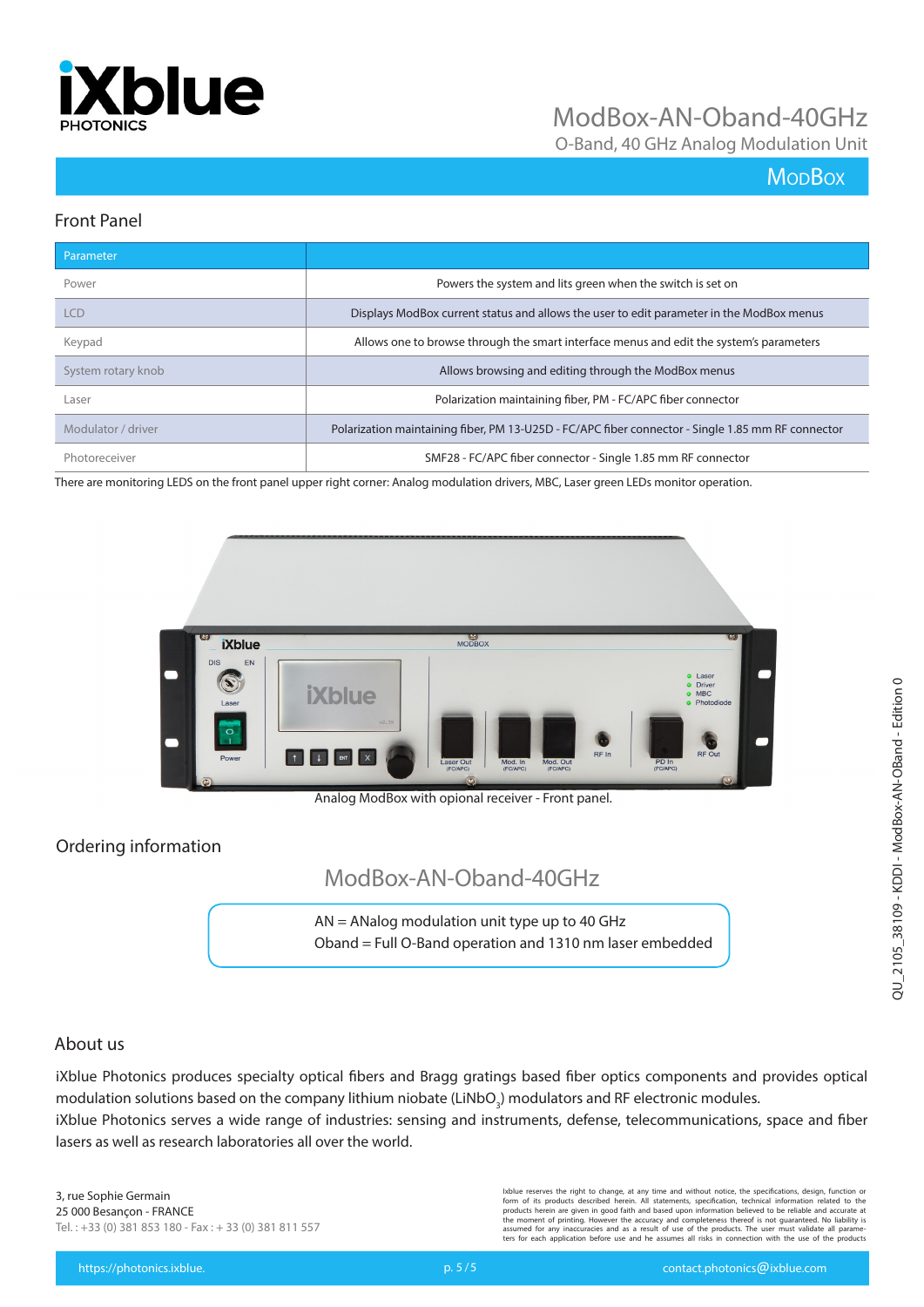# ModBox-AN-Oband-40GHz

O-Band, 40 GHz Analog Modulation Unit

MODBOX

## Front Panel

| Parameter | |
|---|---|
| Power | Powers the system and lits green when the switch is set on |
| LCD | Displays ModBox current status and allows the user to edit parameter in the ModBox menus |
| Keypad | Allows one to browse through the smart interface menus and edit the system's parameters |
| System rotary knob | Allows browsing and editing through the ModBox menus |
| Laser | Polarization maintaining fiber, PM - FC/APC fiber connector |
| Modulator / driver | Polarization maintaining fiber, PM 13-U25D - FC/APC fiber connector - Single 1.85 mm RF connector |
| Photoreceiver | SMF28 - FC/APC fiber connector - Single 1.85 mm RF connector |

There are monitoring LEDS on the front panel upper right corner: Analog modulation drivers, MBC, Laser green LEDs monitor operation.

Analog ModBox with opional receiver - Front panel.

## Ordering information

### ModBox-AN-Oband-40GHz

AN = ANalog modulation unit type up to 40 GHz
Oband = Full O-Band operation and 1310 nm laser embedded

## About us

iXblue Photonics produces specialty optical fibers and Bragg gratings based fiber optics components and provides optical modulation solutions based on the company lithium niobate ($LiNbO_3$) modulators and RF electronic modules.
iXblue Photonics serves a wide range of industries: sensing and instruments, defense, telecommunications, space and fiber lasers as well as research laboratories all over the world.

3, rue Sophie Germain
25 000 Besançon - FRANCE
Tel. : +33 (0) 381 853 180 - Fax : + 33 (0) 381 811 557

Ixblue reserves the right to change, at any time and without notice, the specifications, design, function or form of its products described herein. All statements, specification, technical information related to the products herein are given in good faith and based upon information believed to be reliable and accurate at the moment of printing. However the accuracy and completeness thereof is not guaranteed. No liability is assumed for any inaccuracies and as a result of use of the products. The user must validate all parameters for each application before use and he assumes all risks in connection with the use of the products

https://photonics.ixblue. contact.photonics@ixblue.com

QU_2105_38109 - KDDI - ModBox-AN-OBand - Edition 0